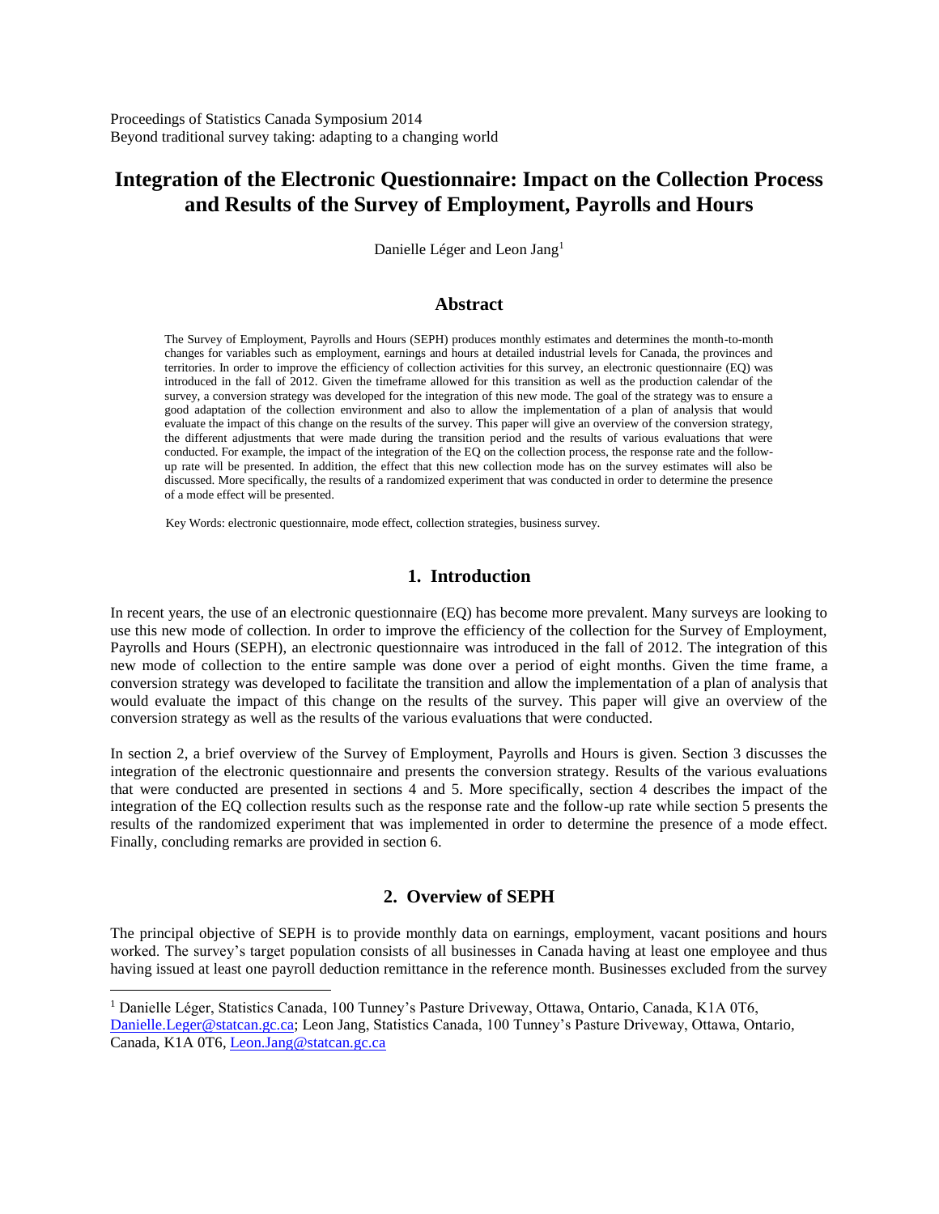Proceedings of Statistics Canada Symposium 2014
Beyond traditional survey taking: adapting to a changing world

# Integration of the Electronic Questionnaire: Impact on the Collection Process and Results of the Survey of Employment, Payrolls and Hours

Danielle Léger and Leon Jang[1]

## Abstract

The Survey of Employment, Payrolls and Hours (SEPH) produces monthly estimates and determines the month-to-month changes for variables such as employment, earnings and hours at detailed industrial levels for Canada, the provinces and territories. In order to improve the efficiency of collection activities for this survey, an electronic questionnaire (EQ) was introduced in the fall of 2012. Given the timeframe allowed for this transition as well as the production calendar of the survey, a conversion strategy was developed for the integration of this new mode. The goal of the strategy was to ensure a good adaptation of the collection environment and also to allow the implementation of a plan of analysis that would evaluate the impact of this change on the results of the survey. This paper will give an overview of the conversion strategy, the different adjustments that were made during the transition period and the results of various evaluations that were conducted. For example, the impact of the integration of the EQ on the collection process, the response rate and the follow-up rate will be presented. In addition, the effect that this new collection mode has on the survey estimates will also be discussed. More specifically, the results of a randomized experiment that was conducted in order to determine the presence of a mode effect will be presented.

Key Words: electronic questionnaire, mode effect, collection strategies, business survey.

## 1. Introduction

In recent years, the use of an electronic questionnaire (EQ) has become more prevalent. Many surveys are looking to use this new mode of collection. In order to improve the efficiency of the collection for the Survey of Employment, Payrolls and Hours (SEPH), an electronic questionnaire was introduced in the fall of 2012. The integration of this new mode of collection to the entire sample was done over a period of eight months. Given the time frame, a conversion strategy was developed to facilitate the transition and allow the implementation of a plan of analysis that would evaluate the impact of this change on the results of the survey. This paper will give an overview of the conversion strategy as well as the results of the various evaluations that were conducted.

In section 2, a brief overview of the Survey of Employment, Payrolls and Hours is given. Section 3 discusses the integration of the electronic questionnaire and presents the conversion strategy. Results of the various evaluations that were conducted are presented in sections 4 and 5. More specifically, section 4 describes the impact of the integration of the EQ collection results such as the response rate and the follow-up rate while section 5 presents the results of the randomized experiment that was implemented in order to determine the presence of a mode effect. Finally, concluding remarks are provided in section 6.

## 2. Overview of SEPH

The principal objective of SEPH is to provide monthly data on earnings, employment, vacant positions and hours worked. The survey's target population consists of all businesses in Canada having at least one employee and thus having issued at least one payroll deduction remittance in the reference month. Businesses excluded from the survey

[1] Danielle Léger, Statistics Canada, 100 Tunney's Pasture Driveway, Ottawa, Ontario, Canada, K1A 0T6, Danielle.Leger@statcan.gc.ca; Leon Jang, Statistics Canada, 100 Tunney's Pasture Driveway, Ottawa, Ontario, Canada, K1A 0T6, Leon.Jang@statcan.gc.ca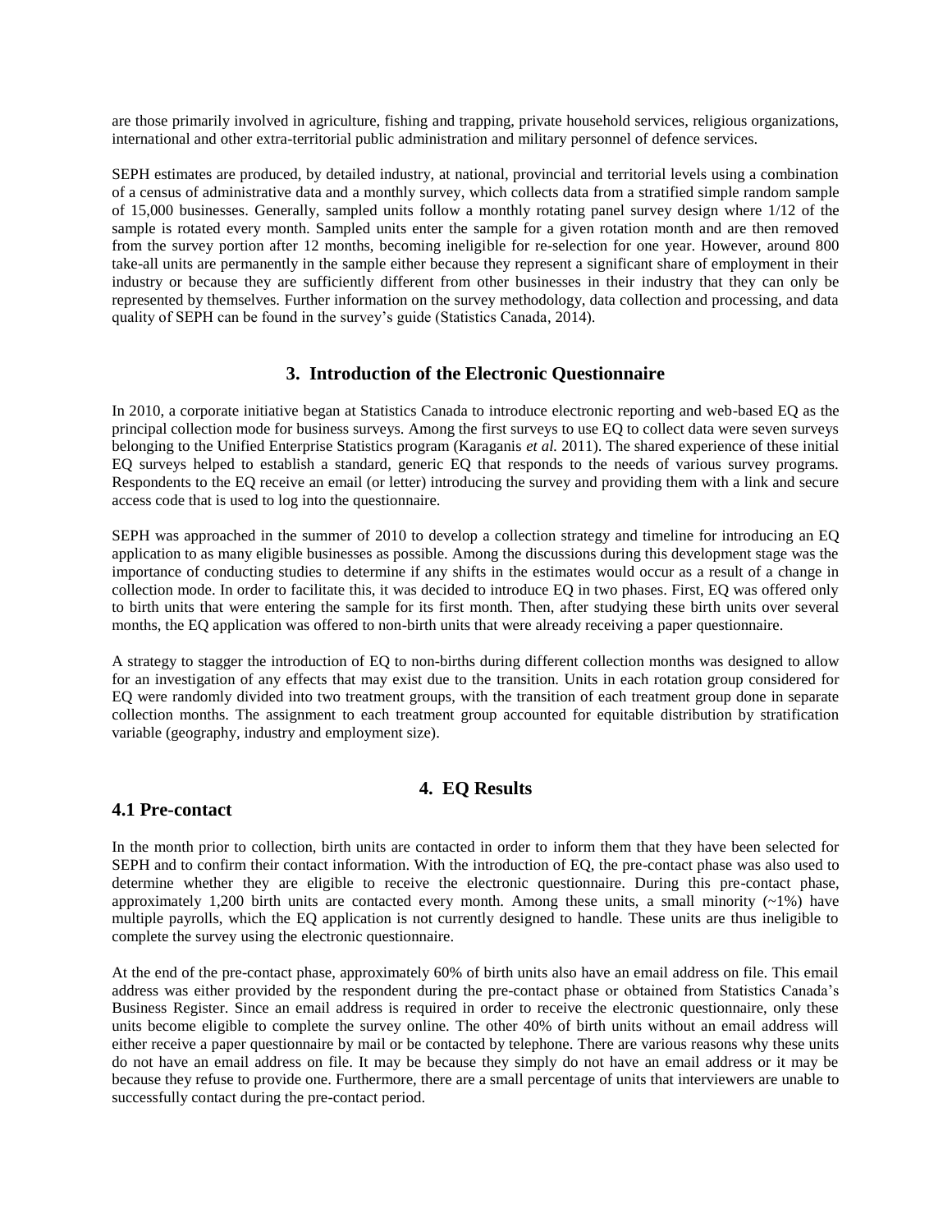are those primarily involved in agriculture, fishing and trapping, private household services, religious organizations, international and other extra-territorial public administration and military personnel of defence services.

SEPH estimates are produced, by detailed industry, at national, provincial and territorial levels using a combination of a census of administrative data and a monthly survey, which collects data from a stratified simple random sample of 15,000 businesses. Generally, sampled units follow a monthly rotating panel survey design where 1/12 of the sample is rotated every month. Sampled units enter the sample for a given rotation month and are then removed from the survey portion after 12 months, becoming ineligible for re-selection for one year. However, around 800 take-all units are permanently in the sample either because they represent a significant share of employment in their industry or because they are sufficiently different from other businesses in their industry that they can only be represented by themselves. Further information on the survey methodology, data collection and processing, and data quality of SEPH can be found in the survey's guide (Statistics Canada, 2014).

## 3. Introduction of the Electronic Questionnaire

In 2010, a corporate initiative began at Statistics Canada to introduce electronic reporting and web-based EQ as the principal collection mode for business surveys. Among the first surveys to use EQ to collect data were seven surveys belonging to the Unified Enterprise Statistics program (Karaganis *et al.* 2011). The shared experience of these initial EQ surveys helped to establish a standard, generic EQ that responds to the needs of various survey programs. Respondents to the EQ receive an email (or letter) introducing the survey and providing them with a link and secure access code that is used to log into the questionnaire.

SEPH was approached in the summer of 2010 to develop a collection strategy and timeline for introducing an EQ application to as many eligible businesses as possible. Among the discussions during this development stage was the importance of conducting studies to determine if any shifts in the estimates would occur as a result of a change in collection mode. In order to facilitate this, it was decided to introduce EQ in two phases. First, EQ was offered only to birth units that were entering the sample for its first month. Then, after studying these birth units over several months, the EQ application was offered to non-birth units that were already receiving a paper questionnaire.

A strategy to stagger the introduction of EQ to non-births during different collection months was designed to allow for an investigation of any effects that may exist due to the transition. Units in each rotation group considered for EQ were randomly divided into two treatment groups, with the transition of each treatment group done in separate collection months. The assignment to each treatment group accounted for equitable distribution by stratification variable (geography, industry and employment size).

## 4. EQ Results

### 4.1 Pre-contact

In the month prior to collection, birth units are contacted in order to inform them that they have been selected for SEPH and to confirm their contact information. With the introduction of EQ, the pre-contact phase was also used to determine whether they are eligible to receive the electronic questionnaire. During this pre-contact phase, approximately 1,200 birth units are contacted every month. Among these units, a small minority (~1%) have multiple payrolls, which the EQ application is not currently designed to handle. These units are thus ineligible to complete the survey using the electronic questionnaire.

At the end of the pre-contact phase, approximately 60% of birth units also have an email address on file. This email address was either provided by the respondent during the pre-contact phase or obtained from Statistics Canada's Business Register. Since an email address is required in order to receive the electronic questionnaire, only these units become eligible to complete the survey online. The other 40% of birth units without an email address will either receive a paper questionnaire by mail or be contacted by telephone. There are various reasons why these units do not have an email address on file. It may be because they simply do not have an email address or it may be because they refuse to provide one. Furthermore, there are a small percentage of units that interviewers are unable to successfully contact during the pre-contact period.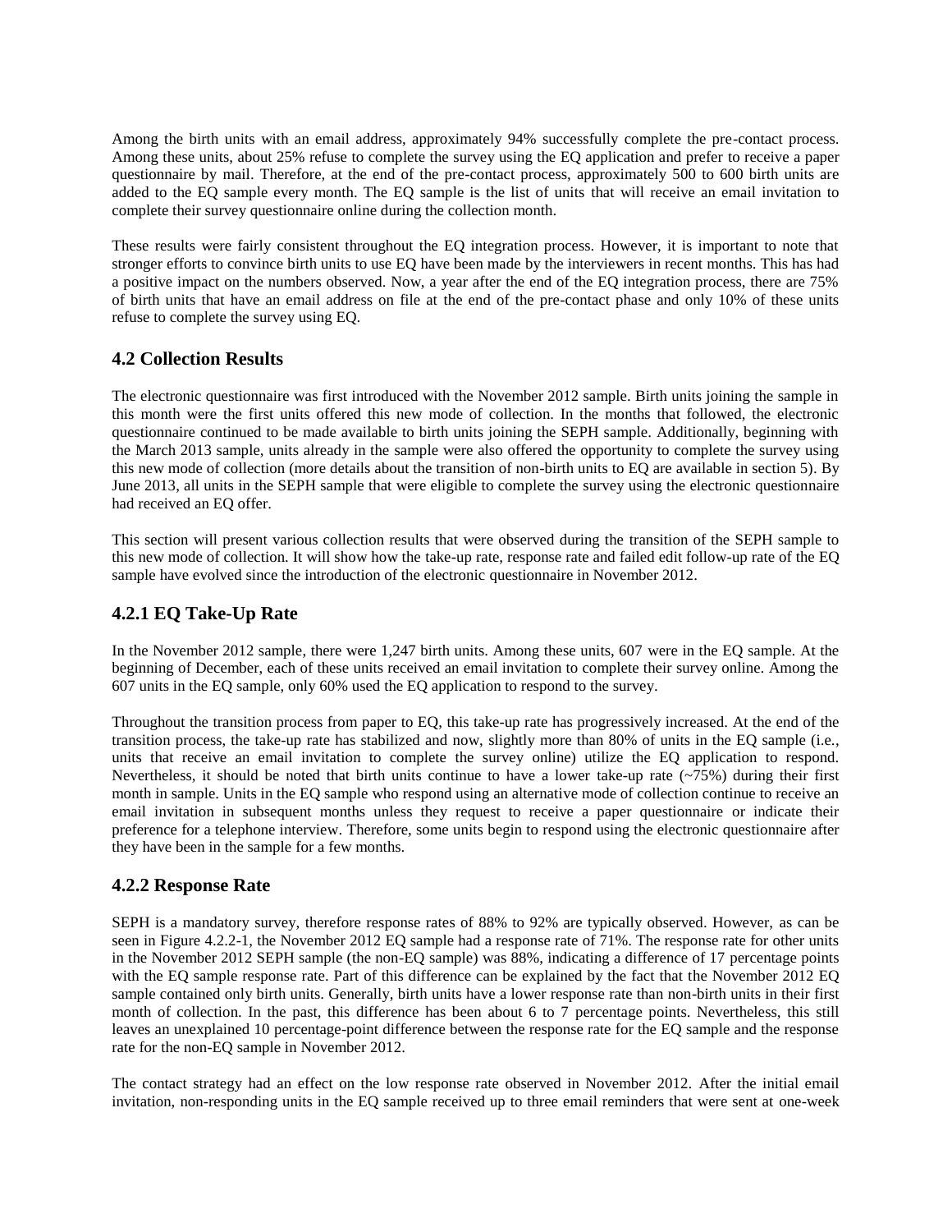Among the birth units with an email address, approximately 94% successfully complete the pre-contact process. Among these units, about 25% refuse to complete the survey using the EQ application and prefer to receive a paper questionnaire by mail. Therefore, at the end of the pre-contact process, approximately 500 to 600 birth units are added to the EQ sample every month. The EQ sample is the list of units that will receive an email invitation to complete their survey questionnaire online during the collection month.

These results were fairly consistent throughout the EQ integration process. However, it is important to note that stronger efforts to convince birth units to use EQ have been made by the interviewers in recent months. This has had a positive impact on the numbers observed. Now, a year after the end of the EQ integration process, there are 75% of birth units that have an email address on file at the end of the pre-contact phase and only 10% of these units refuse to complete the survey using EQ.

## 4.2 Collection Results

The electronic questionnaire was first introduced with the November 2012 sample. Birth units joining the sample in this month were the first units offered this new mode of collection. In the months that followed, the electronic questionnaire continued to be made available to birth units joining the SEPH sample. Additionally, beginning with the March 2013 sample, units already in the sample were also offered the opportunity to complete the survey using this new mode of collection (more details about the transition of non-birth units to EQ are available in section 5). By June 2013, all units in the SEPH sample that were eligible to complete the survey using the electronic questionnaire had received an EQ offer.

This section will present various collection results that were observed during the transition of the SEPH sample to this new mode of collection. It will show how the take-up rate, response rate and failed edit follow-up rate of the EQ sample have evolved since the introduction of the electronic questionnaire in November 2012.

### 4.2.1 EQ Take-Up Rate

In the November 2012 sample, there were 1,247 birth units. Among these units, 607 were in the EQ sample. At the beginning of December, each of these units received an email invitation to complete their survey online. Among the 607 units in the EQ sample, only 60% used the EQ application to respond to the survey.

Throughout the transition process from paper to EQ, this take-up rate has progressively increased. At the end of the transition process, the take-up rate has stabilized and now, slightly more than 80% of units in the EQ sample (i.e., units that receive an email invitation to complete the survey online) utilize the EQ application to respond. Nevertheless, it should be noted that birth units continue to have a lower take-up rate (~75%) during their first month in sample. Units in the EQ sample who respond using an alternative mode of collection continue to receive an email invitation in subsequent months unless they request to receive a paper questionnaire or indicate their preference for a telephone interview. Therefore, some units begin to respond using the electronic questionnaire after they have been in the sample for a few months.

### 4.2.2 Response Rate

SEPH is a mandatory survey, therefore response rates of 88% to 92% are typically observed. However, as can be seen in Figure 4.2.2-1, the November 2012 EQ sample had a response rate of 71%. The response rate for other units in the November 2012 SEPH sample (the non-EQ sample) was 88%, indicating a difference of 17 percentage points with the EQ sample response rate. Part of this difference can be explained by the fact that the November 2012 EQ sample contained only birth units. Generally, birth units have a lower response rate than non-birth units in their first month of collection. In the past, this difference has been about 6 to 7 percentage points. Nevertheless, this still leaves an unexplained 10 percentage-point difference between the response rate for the EQ sample and the response rate for the non-EQ sample in November 2012.

The contact strategy had an effect on the low response rate observed in November 2012. After the initial email invitation, non-responding units in the EQ sample received up to three email reminders that were sent at one-week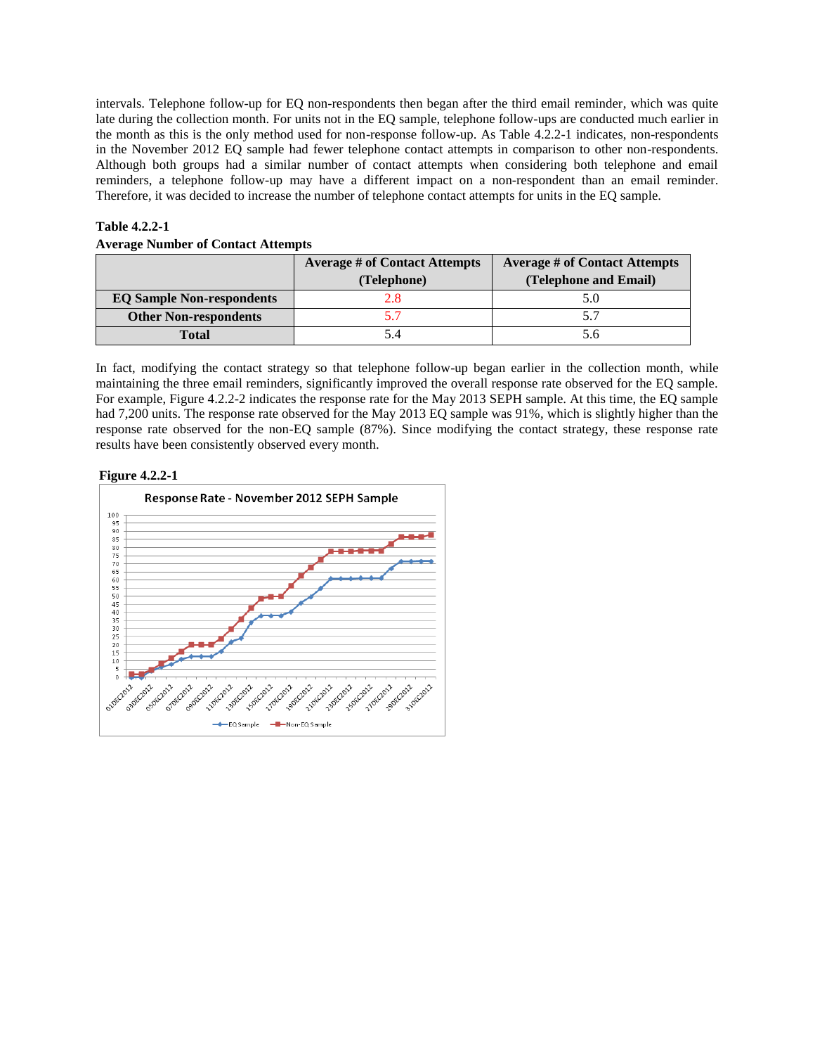intervals. Telephone follow-up for EQ non-respondents then began after the third email reminder, which was quite late during the collection month. For units not in the EQ sample, telephone follow-ups are conducted much earlier in the month as this is the only method used for non-response follow-up. As Table 4.2.2-1 indicates, non-respondents in the November 2012 EQ sample had fewer telephone contact attempts in comparison to other non-respondents. Although both groups had a similar number of contact attempts when considering both telephone and email reminders, a telephone follow-up may have a different impact on a non-respondent than an email reminder. Therefore, it was decided to increase the number of telephone contact attempts for units in the EQ sample.

**Table 4.2.2-1**

**Average Number of Contact Attempts**

| | Average # of Contact Attempts (Telephone) | Average # of Contact Attempts (Telephone and Email) |
|---|---|---|
| **EQ Sample Non-respondents** | 2.8 | 5.0 |
| **Other Non-respondents** | 5.7 | 5.7 |
| **Total** | 5.4 | 5.6 |

In fact, modifying the contact strategy so that telephone follow-up began earlier in the collection month, while maintaining the three email reminders, significantly improved the overall response rate observed for the EQ sample. For example, Figure 4.2.2-2 indicates the response rate for the May 2013 SEPH sample. At this time, the EQ sample had 7,200 units. The response rate observed for the May 2013 EQ sample was 91%, which is slightly higher than the response rate observed for the non-EQ sample (87%). Since modifying the contact strategy, these response rate results have been consistently observed every month.

**Figure 4.2.2-1**

Response Rate - November 2012 SEPH Sample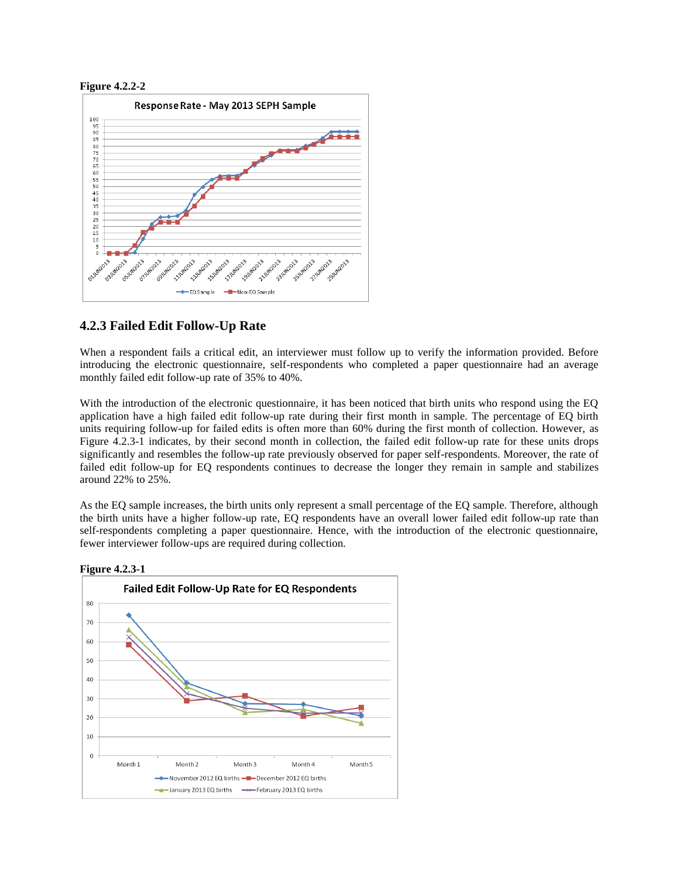**Figure 4.2.2-2**

## 4.2.3 Failed Edit Follow-Up Rate

When a respondent fails a critical edit, an interviewer must follow up to verify the information provided. Before introducing the electronic questionnaire, self-respondents who completed a paper questionnaire had an average monthly failed edit follow-up rate of 35% to 40%.

With the introduction of the electronic questionnaire, it has been noticed that birth units who respond using the EQ application have a high failed edit follow-up rate during their first month in sample. The percentage of EQ birth units requiring follow-up for failed edits is often more than 60% during the first month of collection. However, as Figure 4.2.3-1 indicates, by their second month in collection, the failed edit follow-up rate for these units drops significantly and resembles the follow-up rate previously observed for paper self-respondents. Moreover, the rate of failed edit follow-up for EQ respondents continues to decrease the longer they remain in sample and stabilizes around 22% to 25%.

As the EQ sample increases, the birth units only represent a small percentage of the EQ sample. Therefore, although the birth units have a higher follow-up rate, EQ respondents have an overall lower failed edit follow-up rate than self-respondents completing a paper questionnaire. Hence, with the introduction of the electronic questionnaire, fewer interviewer follow-ups are required during collection.

**Figure 4.2.3-1**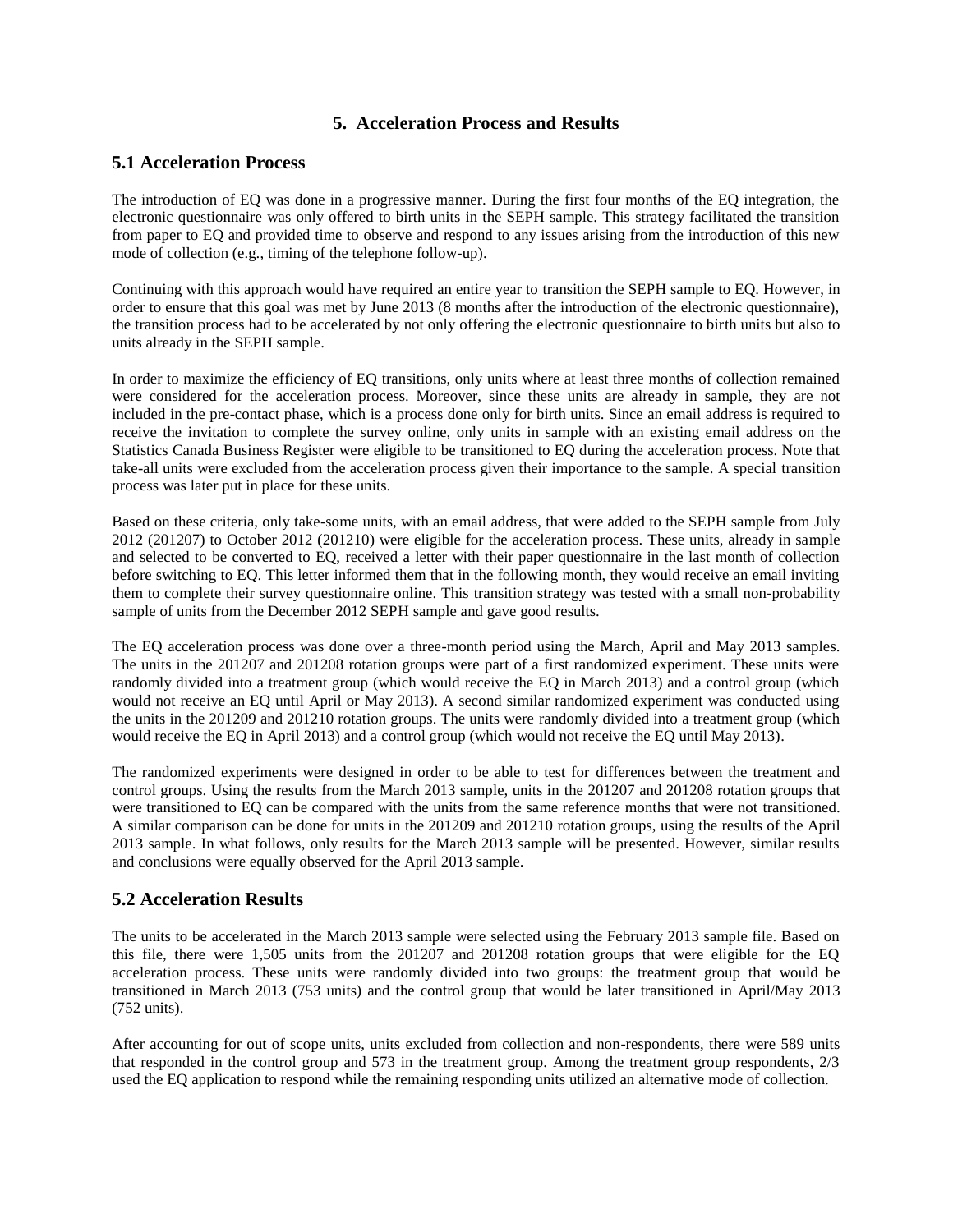# 5. Acceleration Process and Results

## 5.1 Acceleration Process

The introduction of EQ was done in a progressive manner. During the first four months of the EQ integration, the electronic questionnaire was only offered to birth units in the SEPH sample. This strategy facilitated the transition from paper to EQ and provided time to observe and respond to any issues arising from the introduction of this new mode of collection (e.g., timing of the telephone follow-up).

Continuing with this approach would have required an entire year to transition the SEPH sample to EQ. However, in order to ensure that this goal was met by June 2013 (8 months after the introduction of the electronic questionnaire), the transition process had to be accelerated by not only offering the electronic questionnaire to birth units but also to units already in the SEPH sample.

In order to maximize the efficiency of EQ transitions, only units where at least three months of collection remained were considered for the acceleration process. Moreover, since these units are already in sample, they are not included in the pre-contact phase, which is a process done only for birth units. Since an email address is required to receive the invitation to complete the survey online, only units in sample with an existing email address on the Statistics Canada Business Register were eligible to be transitioned to EQ during the acceleration process. Note that take-all units were excluded from the acceleration process given their importance to the sample. A special transition process was later put in place for these units.

Based on these criteria, only take-some units, with an email address, that were added to the SEPH sample from July 2012 (201207) to October 2012 (201210) were eligible for the acceleration process. These units, already in sample and selected to be converted to EQ, received a letter with their paper questionnaire in the last month of collection before switching to EQ. This letter informed them that in the following month, they would receive an email inviting them to complete their survey questionnaire online. This transition strategy was tested with a small non-probability sample of units from the December 2012 SEPH sample and gave good results.

The EQ acceleration process was done over a three-month period using the March, April and May 2013 samples. The units in the 201207 and 201208 rotation groups were part of a first randomized experiment. These units were randomly divided into a treatment group (which would receive the EQ in March 2013) and a control group (which would not receive an EQ until April or May 2013). A second similar randomized experiment was conducted using the units in the 201209 and 201210 rotation groups. The units were randomly divided into a treatment group (which would receive the EQ in April 2013) and a control group (which would not receive the EQ until May 2013).

The randomized experiments were designed in order to be able to test for differences between the treatment and control groups. Using the results from the March 2013 sample, units in the 201207 and 201208 rotation groups that were transitioned to EQ can be compared with the units from the same reference months that were not transitioned. A similar comparison can be done for units in the 201209 and 201210 rotation groups, using the results of the April 2013 sample. In what follows, only results for the March 2013 sample will be presented. However, similar results and conclusions were equally observed for the April 2013 sample.

## 5.2 Acceleration Results

The units to be accelerated in the March 2013 sample were selected using the February 2013 sample file. Based on this file, there were 1,505 units from the 201207 and 201208 rotation groups that were eligible for the EQ acceleration process. These units were randomly divided into two groups: the treatment group that would be transitioned in March 2013 (753 units) and the control group that would be later transitioned in April/May 2013 (752 units).

After accounting for out of scope units, units excluded from collection and non-respondents, there were 589 units that responded in the control group and 573 in the treatment group. Among the treatment group respondents, 2/3 used the EQ application to respond while the remaining responding units utilized an alternative mode of collection.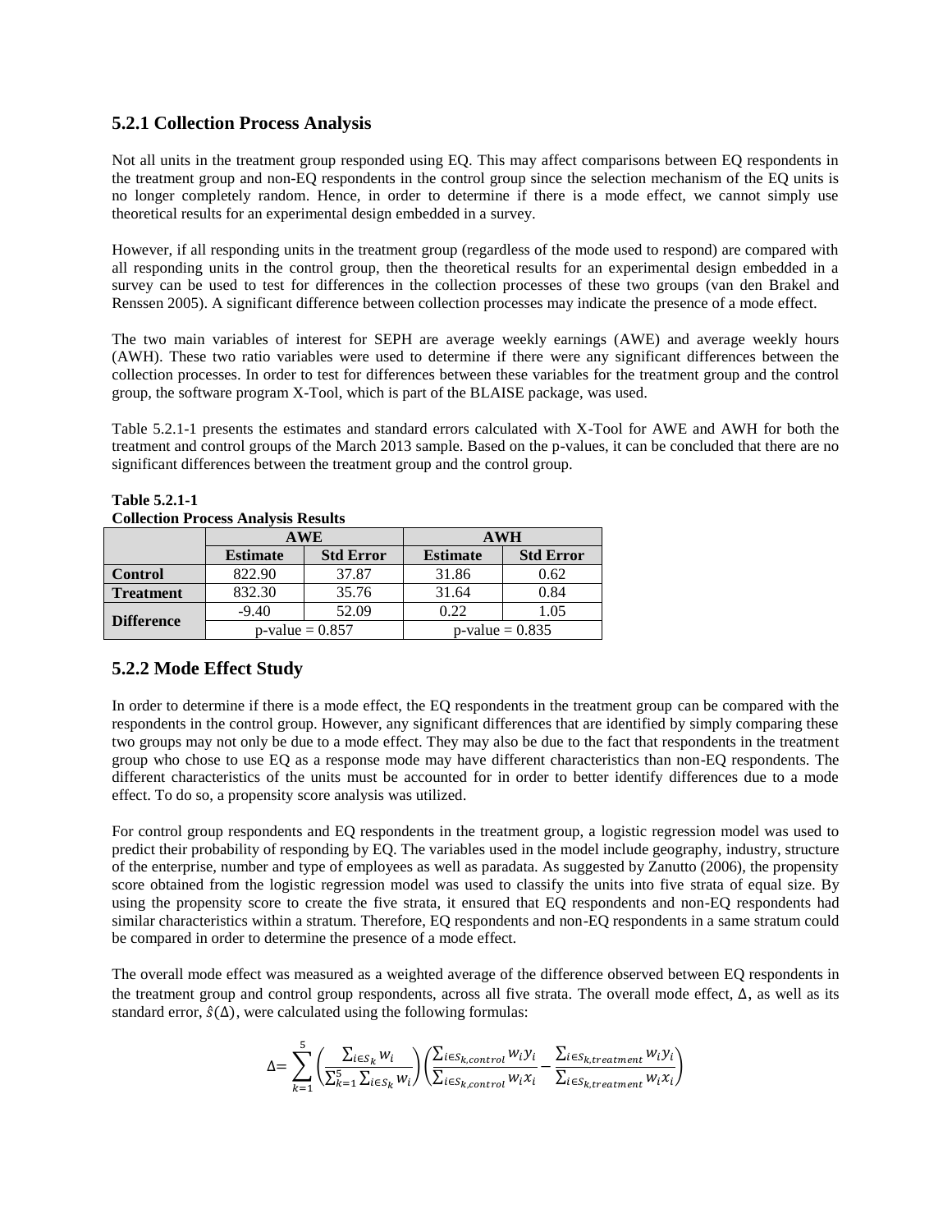### 5.2.1 Collection Process Analysis

Not all units in the treatment group responded using EQ. This may affect comparisons between EQ respondents in the treatment group and non-EQ respondents in the control group since the selection mechanism of the EQ units is no longer completely random. Hence, in order to determine if there is a mode effect, we cannot simply use theoretical results for an experimental design embedded in a survey.

However, if all responding units in the treatment group (regardless of the mode used to respond) are compared with all responding units in the control group, then the theoretical results for an experimental design embedded in a survey can be used to test for differences in the collection processes of these two groups (van den Brakel and Renssen 2005). A significant difference between collection processes may indicate the presence of a mode effect.

The two main variables of interest for SEPH are average weekly earnings (AWE) and average weekly hours (AWH). These two ratio variables were used to determine if there were any significant differences between the collection processes. In order to test for differences between these variables for the treatment group and the control group, the software program X-Tool, which is part of the BLAISE package, was used.

Table 5.2.1-1 presents the estimates and standard errors calculated with X-Tool for AWE and AWH for both the treatment and control groups of the March 2013 sample. Based on the p-values, it can be concluded that there are no significant differences between the treatment group and the control group.

**Table 5.2.1-1**
**Collection Process Analysis Results**

| | AWE | | AWH | |
|---|---|---|---|---|
| | **Estimate** | **Std Error** | **Estimate** | **Std Error** |
| **Control** | 822.90 | 37.87 | 31.86 | 0.62 |
| **Treatment** | 832.30 | 35.76 | 31.64 | 0.84 |
| **Difference** | -9.40 | 52.09 | 0.22 | 1.05 |
| | p-value = 0.857 | | p-value = 0.835 | |

### 5.2.2 Mode Effect Study

In order to determine if there is a mode effect, the EQ respondents in the treatment group can be compared with the respondents in the control group. However, any significant differences that are identified by simply comparing these two groups may not only be due to a mode effect. They may also be due to the fact that respondents in the treatment group who chose to use EQ as a response mode may have different characteristics than non-EQ respondents. The different characteristics of the units must be accounted for in order to better identify differences due to a mode effect. To do so, a propensity score analysis was utilized.

For control group respondents and EQ respondents in the treatment group, a logistic regression model was used to predict their probability of responding by EQ. The variables used in the model include geography, industry, structure of the enterprise, number and type of employees as well as paradata. As suggested by Zanutto (2006), the propensity score obtained from the logistic regression model was used to classify the units into five strata of equal size. By using the propensity score to create the five strata, it ensured that EQ respondents and non-EQ respondents had similar characteristics within a stratum. Therefore, EQ respondents and non-EQ respondents in a same stratum could be compared in order to determine the presence of a mode effect.

The overall mode effect was measured as a weighted average of the difference observed between EQ respondents in the treatment group and control group respondents, across all five strata. The overall mode effect, $\Delta$, as well as its standard error, $\hat{s}(\Delta)$, were calculated using the following formulas:

$$\Delta = \sum_{k=1}^{5} \left( \frac{\sum_{i \in s_k} w_i}{\sum_{k=1}^{5} \sum_{i \in s_k} w_i} \right) \left( \frac{\sum_{i \in s_{k,control}} w_i y_i}{\sum_{i \in s_{k,control}} w_i x_i} - \frac{\sum_{i \in s_{k,treatment}} w_i y_i}{\sum_{i \in s_{k,treatment}} w_i x_i} \right)$$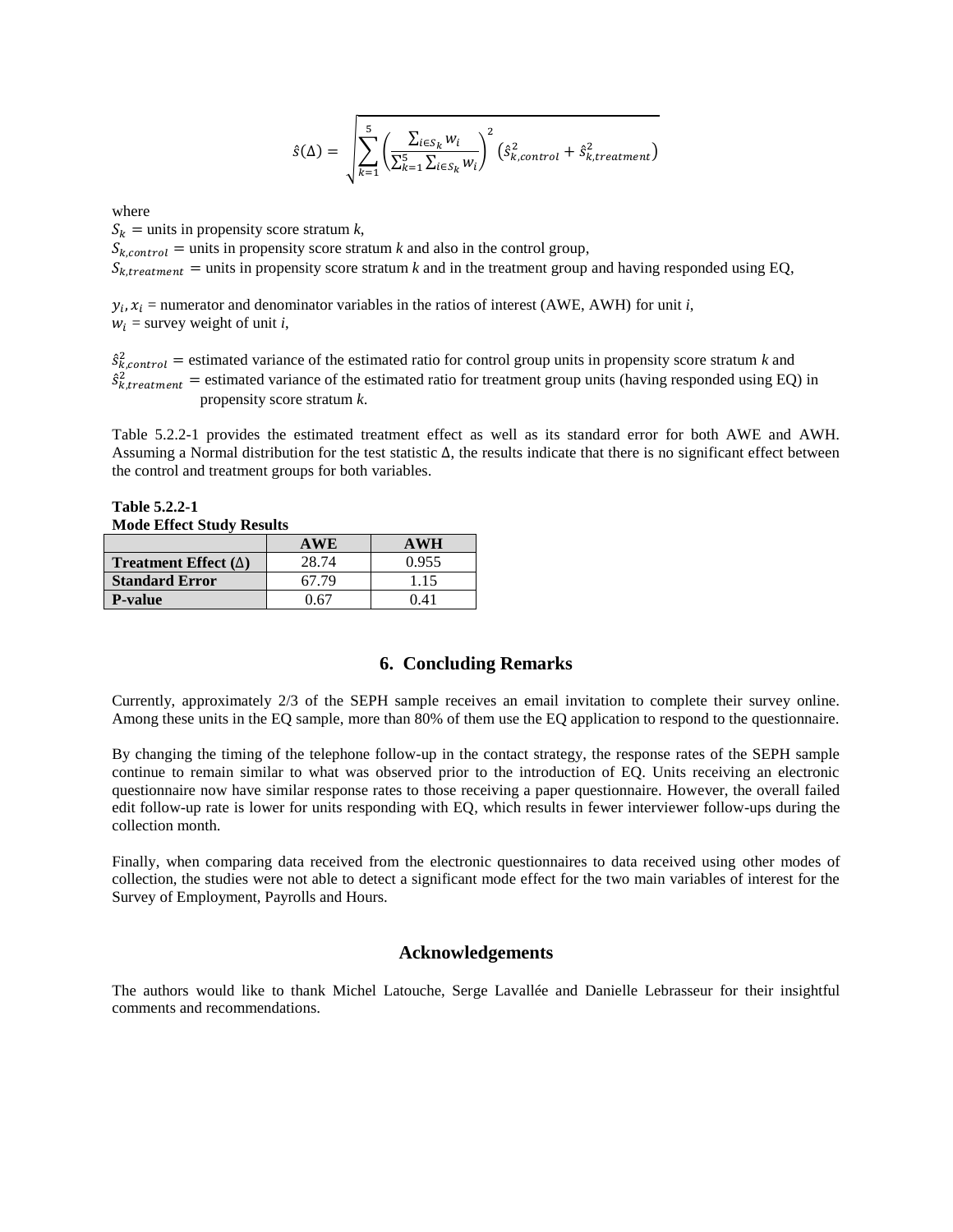$$\hat{s}(\Delta) = \sqrt{\sum_{k=1}^{5} \left( \frac{\sum_{i \in S_k} w_i}{\sum_{k=1}^{5} \sum_{i \in S_k} w_i} \right)^2 \left( \hat{s}_{k,control}^2 + \hat{s}_{k,treatment}^2 \right)}$$

where

$S_k$ = units in propensity score stratum *k*,

$S_{k,control}$ = units in propensity score stratum *k* and also in the control group,

$S_{k,treatment}$ = units in propensity score stratum *k* and in the treatment group and having responded using EQ,

$y_i, x_i$ = numerator and denominator variables in the ratios of interest (AWE, AWH) for unit *i*,

$w_i$ = survey weight of unit *i*,

$\hat{s}_{k,control}^2$ = estimated variance of the estimated ratio for control group units in propensity score stratum *k* and

$\hat{s}_{k,treatment}^2$ = estimated variance of the estimated ratio for treatment group units (having responded using EQ) in propensity score stratum *k*.

Table 5.2.2-1 provides the estimated treatment effect as well as its standard error for both AWE and AWH. Assuming a Normal distribution for the test statistic $\Delta$, the results indicate that there is no significant effect between the control and treatment groups for both variables.

**Table 5.2.2-1**
**Mode Effect Study Results**

| | AWE | AWH |
|---|---|---|
| **Treatment Effect ($\Delta$)** | 28.74 | 0.955 |
| **Standard Error** | 67.79 | 1.15 |
| **P-value** | 0.67 | 0.41 |

## 6. Concluding Remarks

Currently, approximately 2/3 of the SEPH sample receives an email invitation to complete their survey online. Among these units in the EQ sample, more than 80% of them use the EQ application to respond to the questionnaire.

By changing the timing of the telephone follow-up in the contact strategy, the response rates of the SEPH sample continue to remain similar to what was observed prior to the introduction of EQ. Units receiving an electronic questionnaire now have similar response rates to those receiving a paper questionnaire. However, the overall failed edit follow-up rate is lower for units responding with EQ, which results in fewer interviewer follow-ups during the collection month.

Finally, when comparing data received from the electronic questionnaires to data received using other modes of collection, the studies were not able to detect a significant mode effect for the two main variables of interest for the Survey of Employment, Payrolls and Hours.

## Acknowledgements

The authors would like to thank Michel Latouche, Serge Lavallée and Danielle Lebrasseur for their insightful comments and recommendations.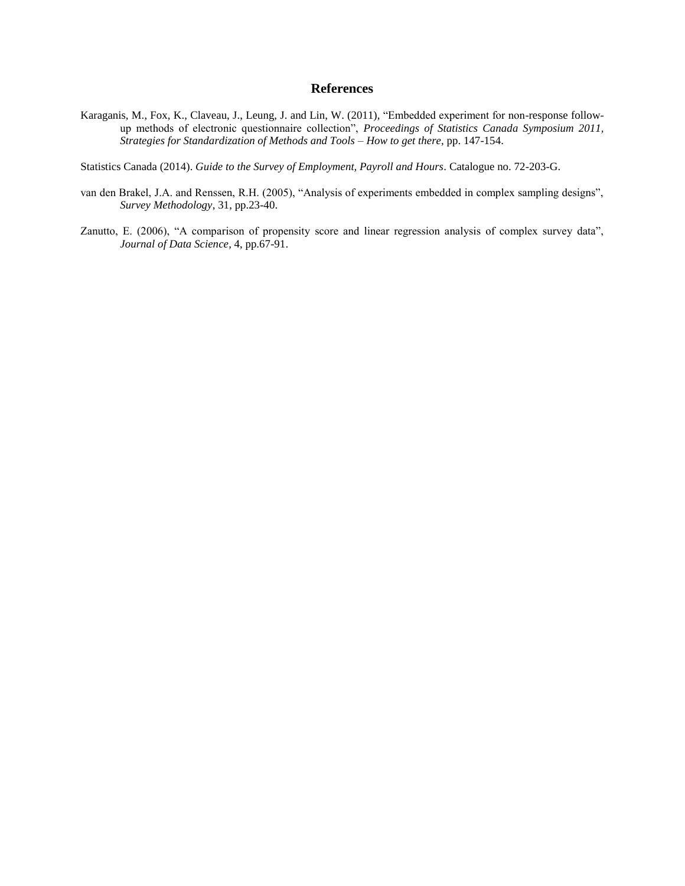## References

Karaganis, M., Fox, K., Claveau, J., Leung, J. and Lin, W. (2011), "Embedded experiment for non-response follow-up methods of electronic questionnaire collection", *Proceedings of Statistics Canada Symposium 2011, Strategies for Standardization of Methods and Tools – How to get there*, pp. 147-154.

Statistics Canada (2014). *Guide to the Survey of Employment, Payroll and Hours*. Catalogue no. 72-203-G.

van den Brakel, J.A. and Renssen, R.H. (2005), "Analysis of experiments embedded in complex sampling designs", *Survey Methodology*, 31, pp.23-40.

Zanutto, E. (2006), "A comparison of propensity score and linear regression analysis of complex survey data", *Journal of Data Science*, 4, pp.67-91.